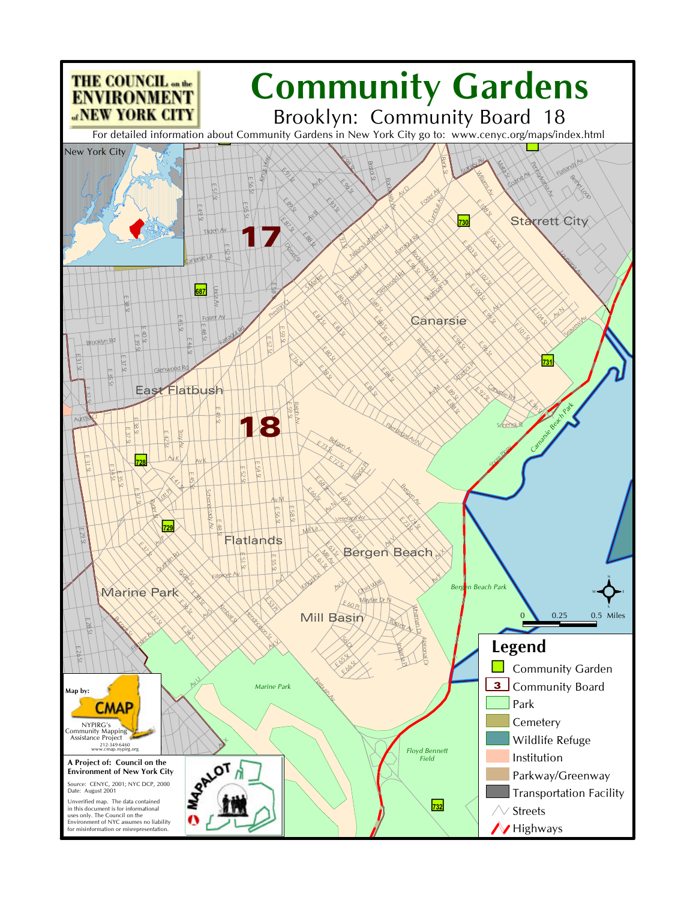# Community Gardens

## Brooklyn: Community Board 18

THE COUNCIL on the ENVIRONMENT of NEW YORK CITY

For detailed information about Community Gardens in New York City go to: www.cenyc.org/maps/index.html

New York City

17

18

Starrett City

Canarsie

East Flatbush

Flatlands

Bergen Beach

Marine Park

Mill Basin

Canarsie Beach Park

Bergen Beach Park

Marine Park

Floyd Bennett Field

687 728 729 730 731 732

0 0.25 0.5 Miles

### Legend

- Community Garden
- 3 Community Board
- Park
- Cemetery
- Wildlife Refuge
- Institution
- Parkway/Greenway
- Transportation Facility
- Streets
- Highways

Map by: CMAP
NYPIRG's Community Mapping Assistance Project
212-349-6460
www.cmap.nypirg.org

**A Project of: Council on the Environment of New York City**

Source: CENYC, 2001; NYC DCP, 2000
Date: August 2001

Unverified map. The data contained in this document is for informational uses only. The Council on the Environment of NYC assumes no liability for misinformation or misrepresentation.

MAPALOT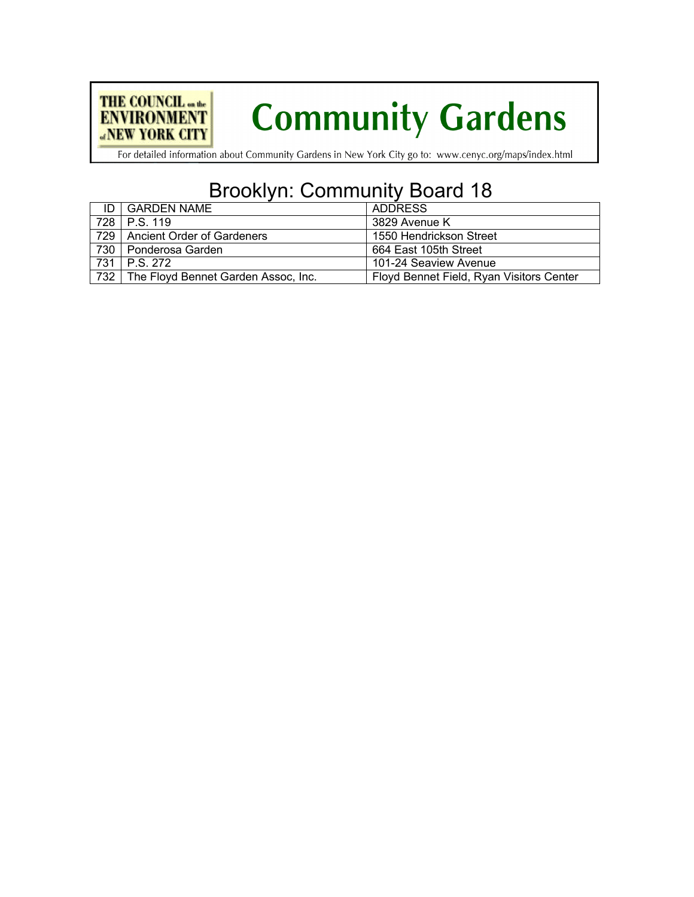THE COUNCIL on the ENVIRONMENT of NEW YORK CITY

# Community Gardens

For detailed information about Community Gardens in New York City go to: www.cenyc.org/maps/index.html

## Brooklyn: Community Board 18

| ID | GARDEN NAME | ADDRESS |
|---|---|---|
| 728 | P.S. 119 | 3829 Avenue K |
| 729 | Ancient Order of Gardeners | 1550 Hendrickson Street |
| 730 | Ponderosa Garden | 664 East 105th Street |
| 731 | P.S. 272 | 101-24 Seaview Avenue |
| 732 | The Floyd Bennet Garden Assoc, Inc. | Floyd Bennet Field, Ryan Visitors Center |